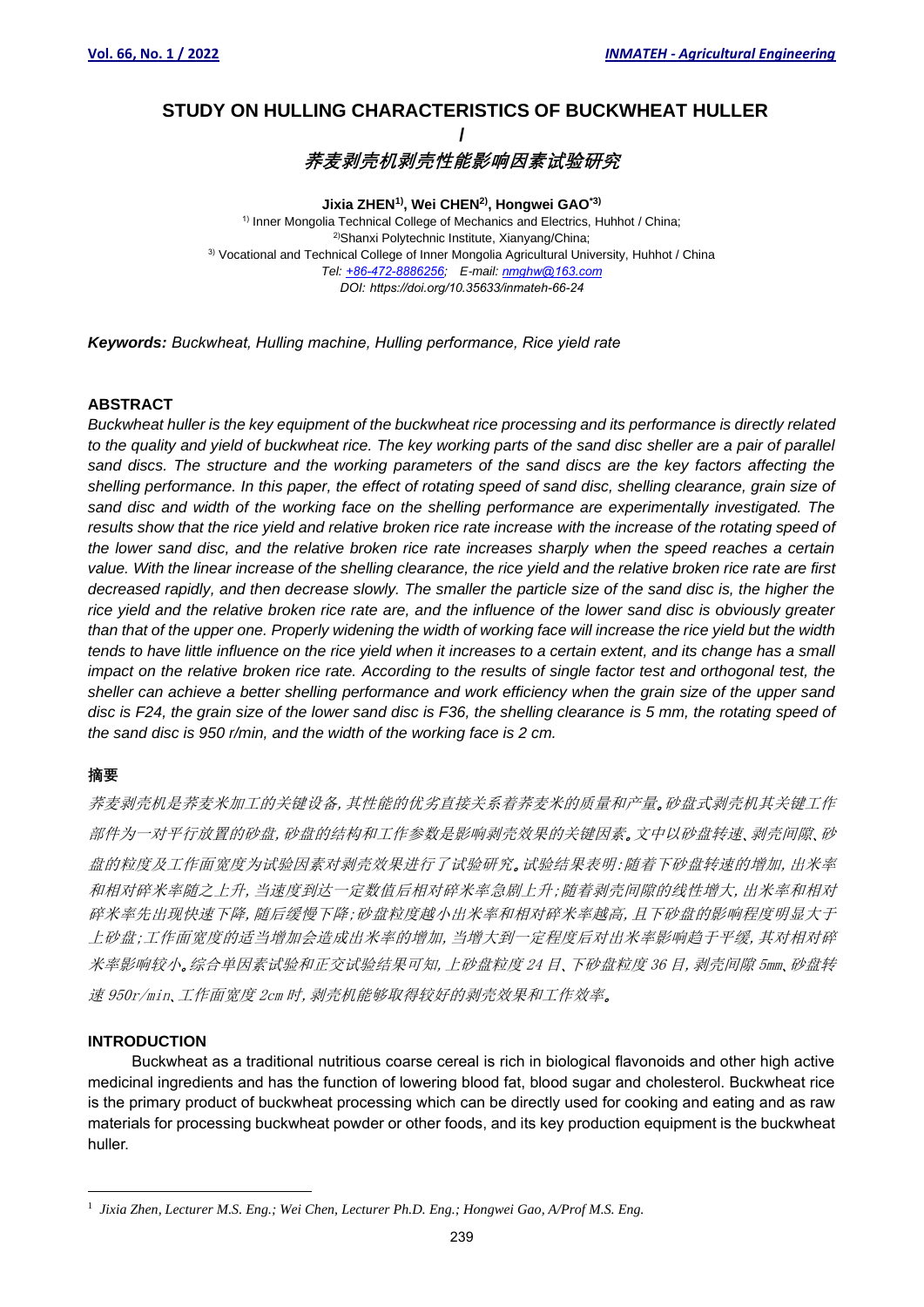# STUDY ON HULLING CHARACTERISTICS OF BUCKWHEAT HULLER

**/**

## *荞麦剥壳机剥壳性能影响因素试验研究*

**Jixia ZHEN[1], Wei CHEN[2], Hongwei GAO[*3]**

[1] Inner Mongolia Technical College of Mechanics and Electrics, Huhhot / China;
[2] Shanxi Polytechnic Institute, Xianyang/China;
[3] Vocational and Technical College of Inner Mongolia Agricultural University, Huhhot / China
*Tel: +86-472-8886256; E-mail: nmghw@163.com*
*DOI: https://doi.org/10.35633/inmateh-66-24*

***Keywords:** Buckwheat, Hulling machine, Hulling performance, Rice yield rate*

## ABSTRACT

*Buckwheat huller is the key equipment of the buckwheat rice processing and its performance is directly related to the quality and yield of buckwheat rice. The key working parts of the sand disc sheller are a pair of parallel sand discs. The structure and the working parameters of the sand discs are the key factors affecting the shelling performance. In this paper, the effect of rotating speed of sand disc, shelling clearance, grain size of sand disc and width of the working face on the shelling performance are experimentally investigated. The results show that the rice yield and relative broken rice rate increase with the increase of the rotating speed of the lower sand disc, and the relative broken rice rate increases sharply when the speed reaches a certain value. With the linear increase of the shelling clearance, the rice yield and the relative broken rice rate are first decreased rapidly, and then decrease slowly. The smaller the particle size of the sand disc is, the higher the rice yield and the relative broken rice rate are, and the influence of the lower sand disc is obviously greater than that of the upper one. Properly widening the width of working face will increase the rice yield but the width tends to have little influence on the rice yield when it increases to a certain extent, and its change has a small impact on the relative broken rice rate. According to the results of single factor test and orthogonal test, the sheller can achieve a better shelling performance and work efficiency when the grain size of the upper sand disc is F24, the grain size of the lower sand disc is F36, the shelling clearance is 5 mm, the rotating speed of the sand disc is 950 r/min, and the width of the working face is 2 cm.*

## 摘要

*荞麦剥壳机是荞麦米加工的关键设备，其性能的优劣直接关系着荞麦米的质量和产量。砂盘式剥壳机其关键工作部件为一对平行放置的砂盘，砂盘的结构和工作参数是影响剥壳效果的关键因素。文中以砂盘转速、剥壳间隙、砂盘的粒度及工作面宽度为试验因素对剥壳效果进行了试验研究。试验结果表明：随着下砂盘转速的增加，出米率和相对碎米率随之上升，当速度到达一定数值后相对碎米率急剧上升；随着剥壳间隙的线性增大，出米率和相对碎米率先出现快速下降，随后缓慢下降；砂盘粒度越小出米率和相对碎米率越高，且下砂盘的影响程度明显大于上砂盘；工作面宽度的适当增加会造成出米率的增加，当增大到一定程度后对出米率影响趋于平缓，其对相对碎米率影响较小。综合单因素试验和正交试验结果可知，上砂盘粒度 24 目、下砂盘粒度 36 目，剥壳间隙 5mm、砂盘转速 950r/min、工作面宽度 2cm 时，剥壳机能够取得较好的剥壳效果和工作效率。*

## INTRODUCTION

Buckwheat as a traditional nutritious coarse cereal is rich in biological flavonoids and other high active medicinal ingredients and has the function of lowering blood fat, blood sugar and cholesterol. Buckwheat rice is the primary product of buckwheat processing which can be directly used for cooking and eating and as raw materials for processing buckwheat powder or other foods, and its key production equipment is the buckwheat huller.

[1] *Jixia Zhen, Lecturer M.S. Eng.; Wei Chen, Lecturer Ph.D. Eng.; Hongwei Gao, A/Prof M.S. Eng.*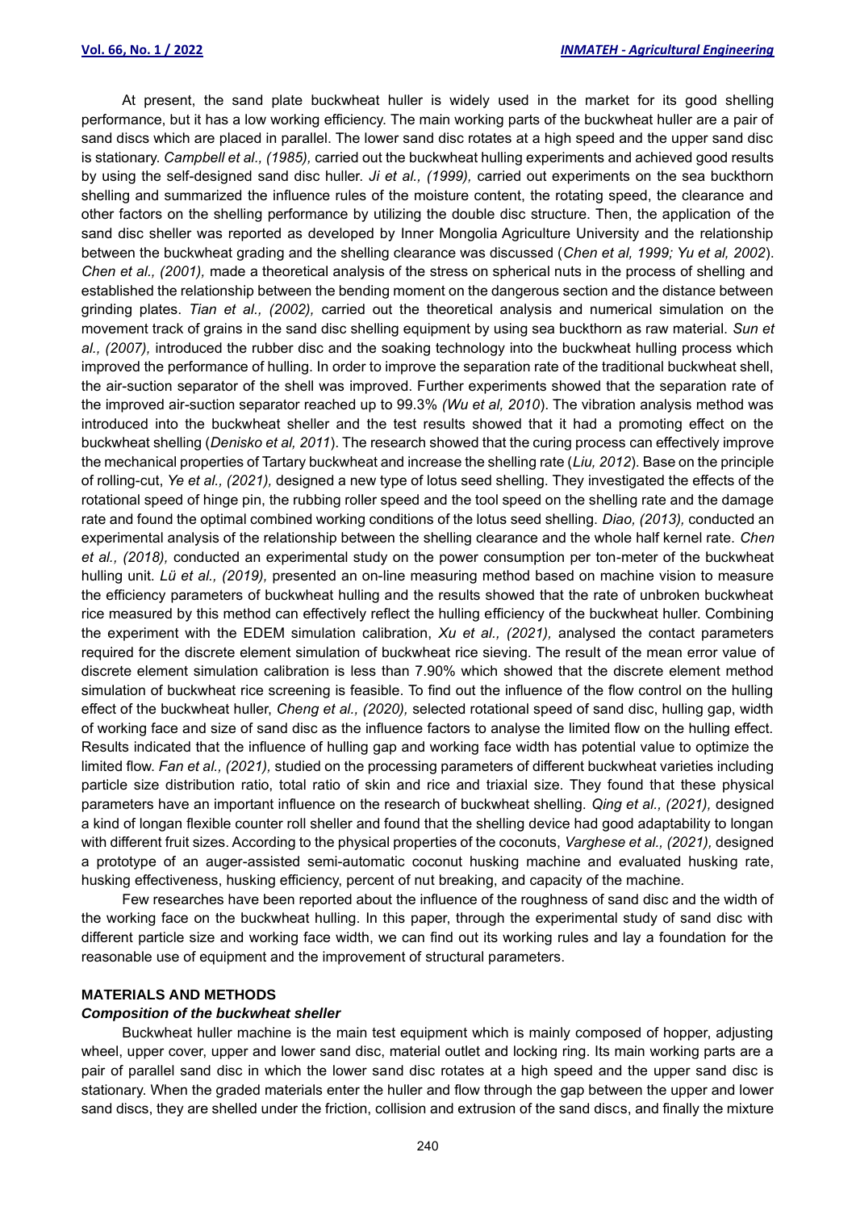At present, the sand plate buckwheat huller is widely used in the market for its good shelling performance, but it has a low working efficiency. The main working parts of the buckwheat huller are a pair of sand discs which are placed in parallel. The lower sand disc rotates at a high speed and the upper sand disc is stationary. *Campbell et al., (1985),* carried out the buckwheat hulling experiments and achieved good results by using the self-designed sand disc huller. *Ji et al., (1999),* carried out experiments on the sea buckthorn shelling and summarized the influence rules of the moisture content, the rotating speed, the clearance and other factors on the shelling performance by utilizing the double disc structure. Then, the application of the sand disc sheller was reported as developed by Inner Mongolia Agriculture University and the relationship between the buckwheat grading and the shelling clearance was discussed (*Chen et al, 1999; Yu et al, 2002*). *Chen et al., (2001),* made a theoretical analysis of the stress on spherical nuts in the process of shelling and established the relationship between the bending moment on the dangerous section and the distance between grinding plates. *Tian et al., (2002),* carried out the theoretical analysis and numerical simulation on the movement track of grains in the sand disc shelling equipment by using sea buckthorn as raw material. *Sun et al., (2007),* introduced the rubber disc and the soaking technology into the buckwheat hulling process which improved the performance of hulling. In order to improve the separation rate of the traditional buckwheat shell, the air-suction separator of the shell was improved. Further experiments showed that the separation rate of the improved air-suction separator reached up to 99.3% *(Wu et al, 2010*). The vibration analysis method was introduced into the buckwheat sheller and the test results showed that it had a promoting effect on the buckwheat shelling (*Denisko et al, 2011*). The research showed that the curing process can effectively improve the mechanical properties of Tartary buckwheat and increase the shelling rate (*Liu, 2012*). Base on the principle of rolling-cut, *Ye et al., (2021),* designed a new type of lotus seed shelling. They investigated the effects of the rotational speed of hinge pin, the rubbing roller speed and the tool speed on the shelling rate and the damage rate and found the optimal combined working conditions of the lotus seed shelling. *Diao, (2013),* conducted an experimental analysis of the relationship between the shelling clearance and the whole half kernel rate. *Chen et al., (2018),* conducted an experimental study on the power consumption per ton-meter of the buckwheat hulling unit. *Lü et al., (2019),* presented an on-line measuring method based on machine vision to measure the efficiency parameters of buckwheat hulling and the results showed that the rate of unbroken buckwheat rice measured by this method can effectively reflect the hulling efficiency of the buckwheat huller. Combining the experiment with the EDEM simulation calibration, *Xu et al., (2021),* analysed the contact parameters required for the discrete element simulation of buckwheat rice sieving. The result of the mean error value of discrete element simulation calibration is less than 7.90% which showed that the discrete element method simulation of buckwheat rice screening is feasible. To find out the influence of the flow control on the hulling effect of the buckwheat huller, *Cheng et al., (2020),* selected rotational speed of sand disc, hulling gap, width of working face and size of sand disc as the influence factors to analyse the limited flow on the hulling effect. Results indicated that the influence of hulling gap and working face width has potential value to optimize the limited flow. *Fan et al., (2021),* studied on the processing parameters of different buckwheat varieties including particle size distribution ratio, total ratio of skin and rice and triaxial size. They found that these physical parameters have an important influence on the research of buckwheat shelling. *Qing et al., (2021),* designed a kind of longan flexible counter roll sheller and found that the shelling device had good adaptability to longan with different fruit sizes. According to the physical properties of the coconuts, *Varghese et al., (2021),* designed a prototype of an auger-assisted semi-automatic coconut husking machine and evaluated husking rate, husking effectiveness, husking efficiency, percent of nut breaking, and capacity of the machine.

Few researches have been reported about the influence of the roughness of sand disc and the width of the working face on the buckwheat hulling. In this paper, through the experimental study of sand disc with different particle size and working face width, we can find out its working rules and lay a foundation for the reasonable use of equipment and the improvement of structural parameters.

## MATERIALS AND METHODS

### *Composition of the buckwheat sheller*

Buckwheat huller machine is the main test equipment which is mainly composed of hopper, adjusting wheel, upper cover, upper and lower sand disc, material outlet and locking ring. Its main working parts are a pair of parallel sand disc in which the lower sand disc rotates at a high speed and the upper sand disc is stationary. When the graded materials enter the huller and flow through the gap between the upper and lower sand discs, they are shelled under the friction, collision and extrusion of the sand discs, and finally the mixture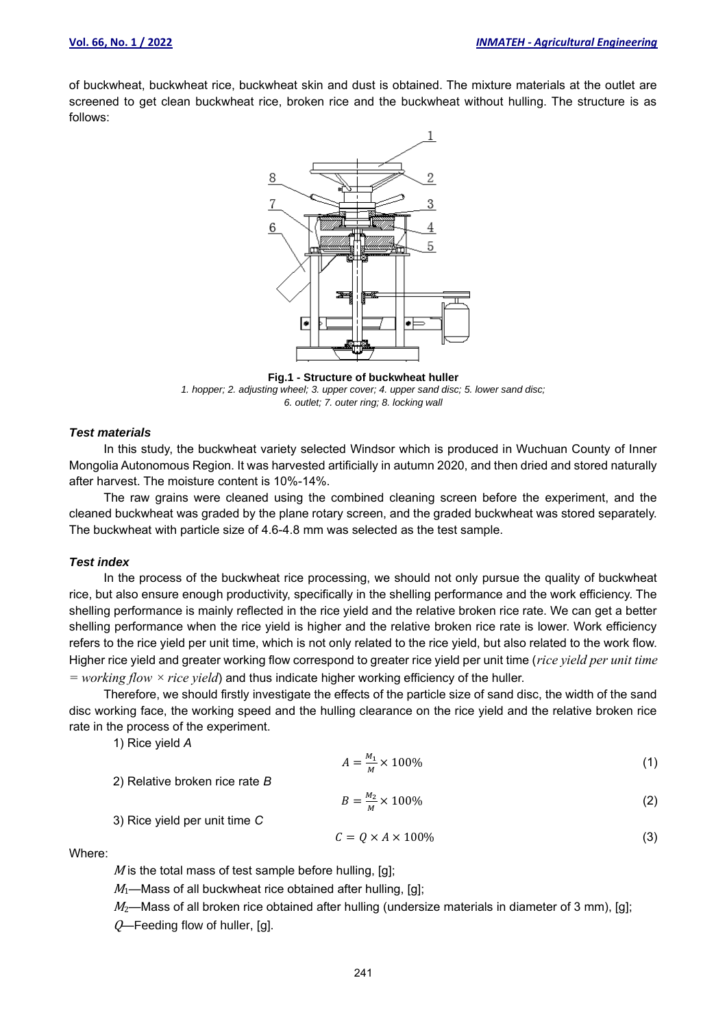of buckwheat, buckwheat rice, buckwheat skin and dust is obtained. The mixture materials at the outlet are screened to get clean buckwheat rice, broken rice and the buckwheat without hulling. The structure is as follows:

**Fig.1 - Structure of buckwheat huller**

*1. hopper; 2. adjusting wheel; 3. upper cover; 4. upper sand disc; 5. lower sand disc; 6. outlet; 7. outer ring; 8. locking wall*

### *Test materials*

In this study, the buckwheat variety selected Windsor which is produced in Wuchuan County of Inner Mongolia Autonomous Region. It was harvested artificially in autumn 2020, and then dried and stored naturally after harvest. The moisture content is 10%-14%.

The raw grains were cleaned using the combined cleaning screen before the experiment, and the cleaned buckwheat was graded by the plane rotary screen, and the graded buckwheat was stored separately. The buckwheat with particle size of 4.6-4.8 mm was selected as the test sample.

### *Test index*

In the process of the buckwheat rice processing, we should not only pursue the quality of buckwheat rice, but also ensure enough productivity, specifically in the shelling performance and the work efficiency. The shelling performance is mainly reflected in the rice yield and the relative broken rice rate. We can get a better shelling performance when the rice yield is higher and the relative broken rice rate is lower. Work efficiency refers to the rice yield per unit time, which is not only related to the rice yield, but also related to the work flow. Higher rice yield and greater working flow correspond to greater rice yield per unit time (*rice yield per unit time = working flow × rice yield*) and thus indicate higher working efficiency of the huller.

Therefore, we should firstly investigate the effects of the particle size of sand disc, the width of the sand disc working face, the working speed and the hulling clearance on the rice yield and the relative broken rice rate in the process of the experiment.

1) Rice yield $A$

$$A = \frac{M_1}{M} \times 100\% \tag{1}$$

2) Relative broken rice rate $B$

$$B = \frac{M_2}{M} \times 100\% \tag{2}$$

3) Rice yield per unit time $C$

$$C = Q \times A \times 100\% \tag{3}$$

Where:

$M$ is the total mass of test sample before hulling, [g];

$M_1$—Mass of all buckwheat rice obtained after hulling, [g];

$M_2$—Mass of all broken rice obtained after hulling (undersize materials in diameter of 3 mm), [g];

$Q$—Feeding flow of huller, [g].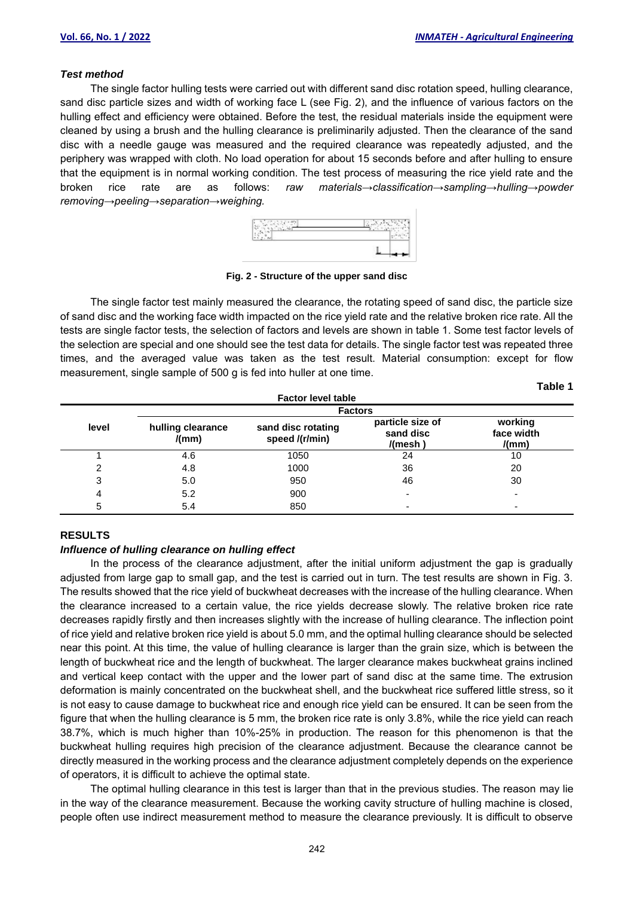### *Test method*

The single factor hulling tests were carried out with different sand disc rotation speed, hulling clearance, sand disc particle sizes and width of working face L (see Fig. 2), and the influence of various factors on the hulling effect and efficiency were obtained. Before the test, the residual materials inside the equipment were cleaned by using a brush and the hulling clearance is preliminarily adjusted. Then the clearance of the sand disc with a needle gauge was measured and the required clearance was repeatedly adjusted, and the periphery was wrapped with cloth. No load operation for about 15 seconds before and after hulling to ensure that the equipment is in normal working condition. The test process of measuring the rice yield rate and the broken rice rate are as follows: *raw materials→classification→sampling→hulling→powder removing→peeling→separation→weighing.*

**Fig. 2 - Structure of the upper sand disc**

The single factor test mainly measured the clearance, the rotating speed of sand disc, the particle size of sand disc and the working face width impacted on the rice yield rate and the relative broken rice rate. All the tests are single factor tests, the selection of factors and levels are shown in table 1. Some test factor levels of the selection are special and one should see the test data for details. The single factor test was repeated three times, and the averaged value was taken as the test result. Material consumption: except for flow measurement, single sample of 500 g is fed into huller at one time.

**Table 1**

**Factor level table**

| level | Factors | | | |
|---|---|---|---|---|
| | hulling clearance /(mm) | sand disc rotating speed /(r/min) | particle size of sand disc /(mesh ) | working face width /(mm) |
| 1 | 4.6 | 1050 | 24 | 10 |
| 2 | 4.8 | 1000 | 36 | 20 |
| 3 | 5.0 | 950 | 46 | 30 |
| 4 | 5.2 | 900 | - | - |
| 5 | 5.4 | 850 | - | - |

## RESULTS

### *Influence of hulling clearance on hulling effect*

In the process of the clearance adjustment, after the initial uniform adjustment the gap is gradually adjusted from large gap to small gap, and the test is carried out in turn. The test results are shown in Fig. 3. The results showed that the rice yield of buckwheat decreases with the increase of the hulling clearance. When the clearance increased to a certain value, the rice yields decrease slowly. The relative broken rice rate decreases rapidly firstly and then increases slightly with the increase of hulling clearance. The inflection point of rice yield and relative broken rice yield is about 5.0 mm, and the optimal hulling clearance should be selected near this point. At this time, the value of hulling clearance is larger than the grain size, which is between the length of buckwheat rice and the length of buckwheat. The larger clearance makes buckwheat grains inclined and vertical keep contact with the upper and the lower part of sand disc at the same time. The extrusion deformation is mainly concentrated on the buckwheat shell, and the buckwheat rice suffered little stress, so it is not easy to cause damage to buckwheat rice and enough rice yield can be ensured. It can be seen from the figure that when the hulling clearance is 5 mm, the broken rice rate is only 3.8%, while the rice yield can reach 38.7%, which is much higher than 10%-25% in production. The reason for this phenomenon is that the buckwheat hulling requires high precision of the clearance adjustment. Because the clearance cannot be directly measured in the working process and the clearance adjustment completely depends on the experience of operators, it is difficult to achieve the optimal state.

The optimal hulling clearance in this test is larger than that in the previous studies. The reason may lie in the way of the clearance measurement. Because the working cavity structure of hulling machine is closed, people often use indirect measurement method to measure the clearance previously. It is difficult to observe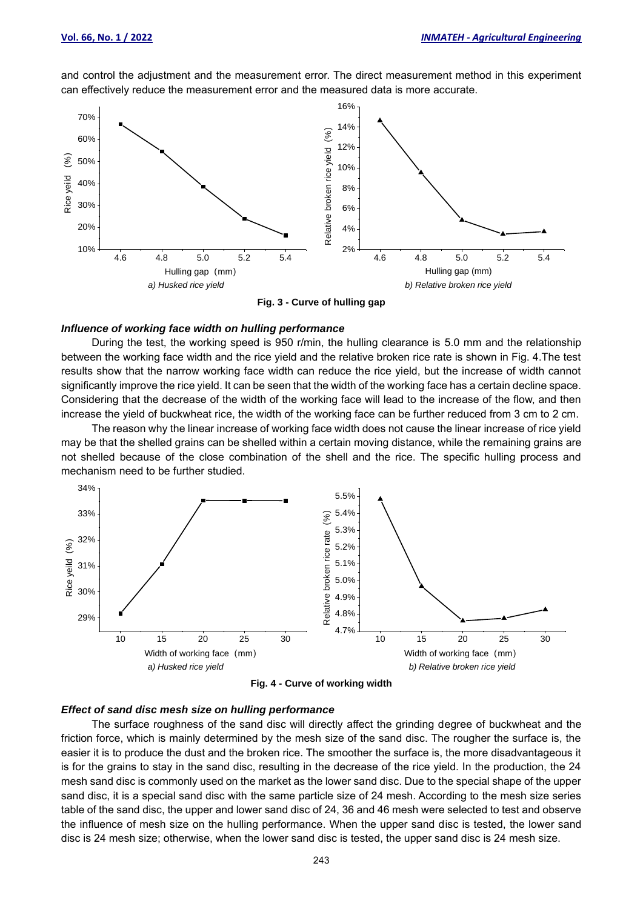and control the adjustment and the measurement error. The direct measurement method in this experiment can effectively reduce the measurement error and the measured data is more accurate.

*a) Husked rice yield*

*b) Relative broken rice yield*

**Fig. 3 - Curve of hulling gap**

### *Influence of working face width on hulling performance*

During the test, the working speed is 950 r/min, the hulling clearance is 5.0 mm and the relationship between the working face width and the rice yield and the relative broken rice rate is shown in Fig. 4.The test results show that the narrow working face width can reduce the rice yield, but the increase of width cannot significantly improve the rice yield. It can be seen that the width of the working face has a certain decline space. Considering that the decrease of the width of the working face will lead to the increase of the flow, and then increase the yield of buckwheat rice, the width of the working face can be further reduced from 3 cm to 2 cm.

The reason why the linear increase of working face width does not cause the linear increase of rice yield may be that the shelled grains can be shelled within a certain moving distance, while the remaining grains are not shelled because of the close combination of the shell and the rice. The specific hulling process and mechanism need to be further studied.

*a) Husked rice yield*

*b) Relative broken rice yield*

**Fig. 4 - Curve of working width**

### *Effect of sand disc mesh size on hulling performance*

The surface roughness of the sand disc will directly affect the grinding degree of buckwheat and the friction force, which is mainly determined by the mesh size of the sand disc. The rougher the surface is, the easier it is to produce the dust and the broken rice. The smoother the surface is, the more disadvantageous it is for the grains to stay in the sand disc, resulting in the decrease of the rice yield. In the production, the 24 mesh sand disc is commonly used on the market as the lower sand disc. Due to the special shape of the upper sand disc, it is a special sand disc with the same particle size of 24 mesh. According to the mesh size series table of the sand disc, the upper and lower sand disc of 24, 36 and 46 mesh were selected to test and observe the influence of mesh size on the hulling performance. When the upper sand disc is tested, the lower sand disc is 24 mesh size; otherwise, when the lower sand disc is tested, the upper sand disc is 24 mesh size.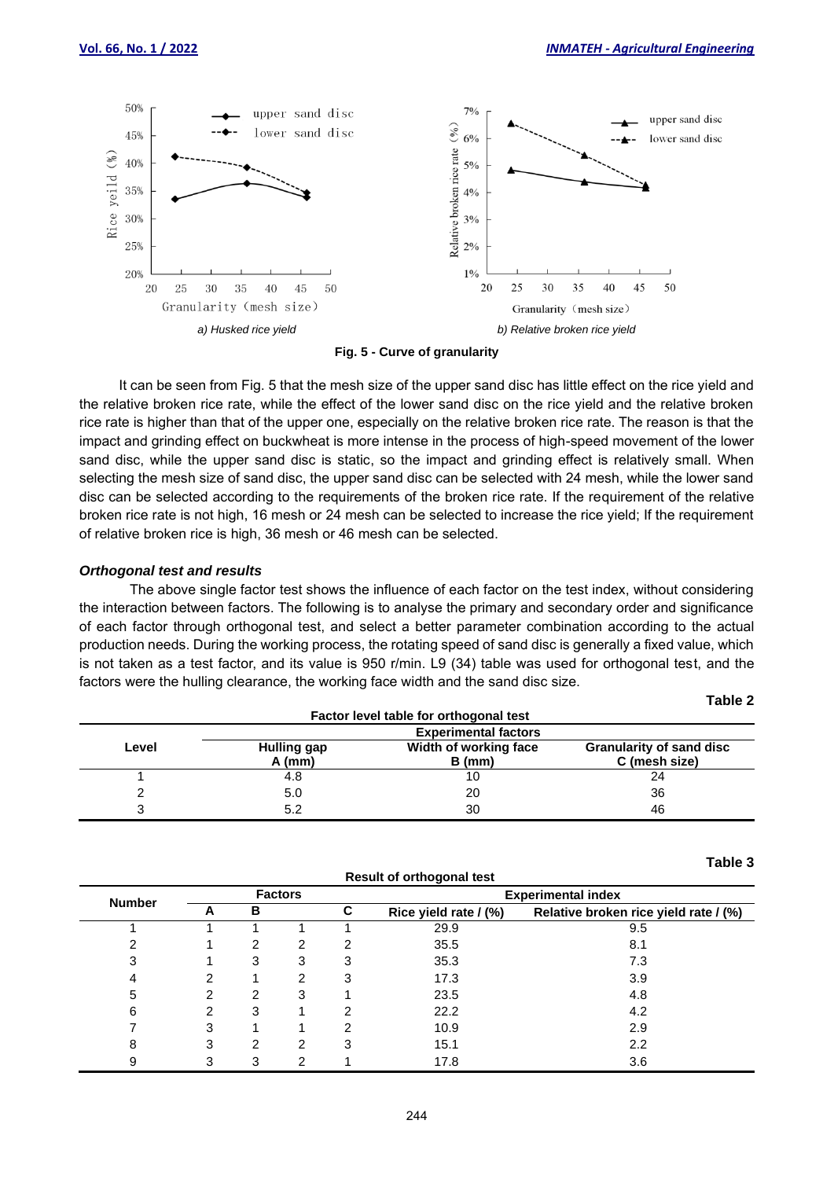a) Husked rice yield

b) Relative broken rice yield

**Fig. 5 - Curve of granularity**

It can be seen from Fig. 5 that the mesh size of the upper sand disc has little effect on the rice yield and the relative broken rice rate, while the effect of the lower sand disc on the rice yield and the relative broken rice rate is higher than that of the upper one, especially on the relative broken rice rate. The reason is that the impact and grinding effect on buckwheat is more intense in the process of high-speed movement of the lower sand disc, while the upper sand disc is static, so the impact and grinding effect is relatively small. When selecting the mesh size of sand disc, the upper sand disc can be selected with 24 mesh, while the lower sand disc can be selected according to the requirements of the broken rice rate. If the requirement of the relative broken rice rate is not high, 16 mesh or 24 mesh can be selected to increase the rice yield; If the requirement of relative broken rice is high, 36 mesh or 46 mesh can be selected.

### *Orthogonal test and results*

The above single factor test shows the influence of each factor on the test index, without considering the interaction between factors. The following is to analyse the primary and secondary order and significance of each factor through orthogonal test, and select a better parameter combination according to the actual production needs. During the working process, the rotating speed of sand disc is generally a fixed value, which is not taken as a test factor, and its value is 950 r/min. L9 (34) table was used for orthogonal test, and the factors were the hulling clearance, the working face width and the sand disc size.

**Table 2**

**Factor level table for orthogonal test**

| Level | Experimental factors | | |
|---|---|---|---|
| | Hulling gap A (mm) | Width of working face B (mm) | Granularity of sand disc C (mesh size) |
| 1 | 4.8 | 10 | 24 |
| 2 | 5.0 | 20 | 36 |
| 3 | 5.2 | 30 | 46 |

**Table 3**

**Result of orthogonal test**

| Number | Factors | | | | Experimental index | |
|---|---|---|---|---|---|---|
| | A | B | | C | Rice yield rate / (%) | Relative broken rice yield rate / (%) |
| 1 | 1 | 1 | 1 | 1 | 29.9 | 9.5 |
| 2 | 1 | 2 | 2 | 2 | 35.5 | 8.1 |
| 3 | 1 | 3 | 3 | 3 | 35.3 | 7.3 |
| 4 | 2 | 1 | 2 | 3 | 17.3 | 3.9 |
| 5 | 2 | 2 | 3 | 1 | 23.5 | 4.8 |
| 6 | 2 | 3 | 1 | 2 | 22.2 | 4.2 |
| 7 | 3 | 1 | 1 | 2 | 10.9 | 2.9 |
| 8 | 3 | 2 | 2 | 3 | 15.1 | 2.2 |
| 9 | 3 | 3 | 2 | 1 | 17.8 | 3.6 |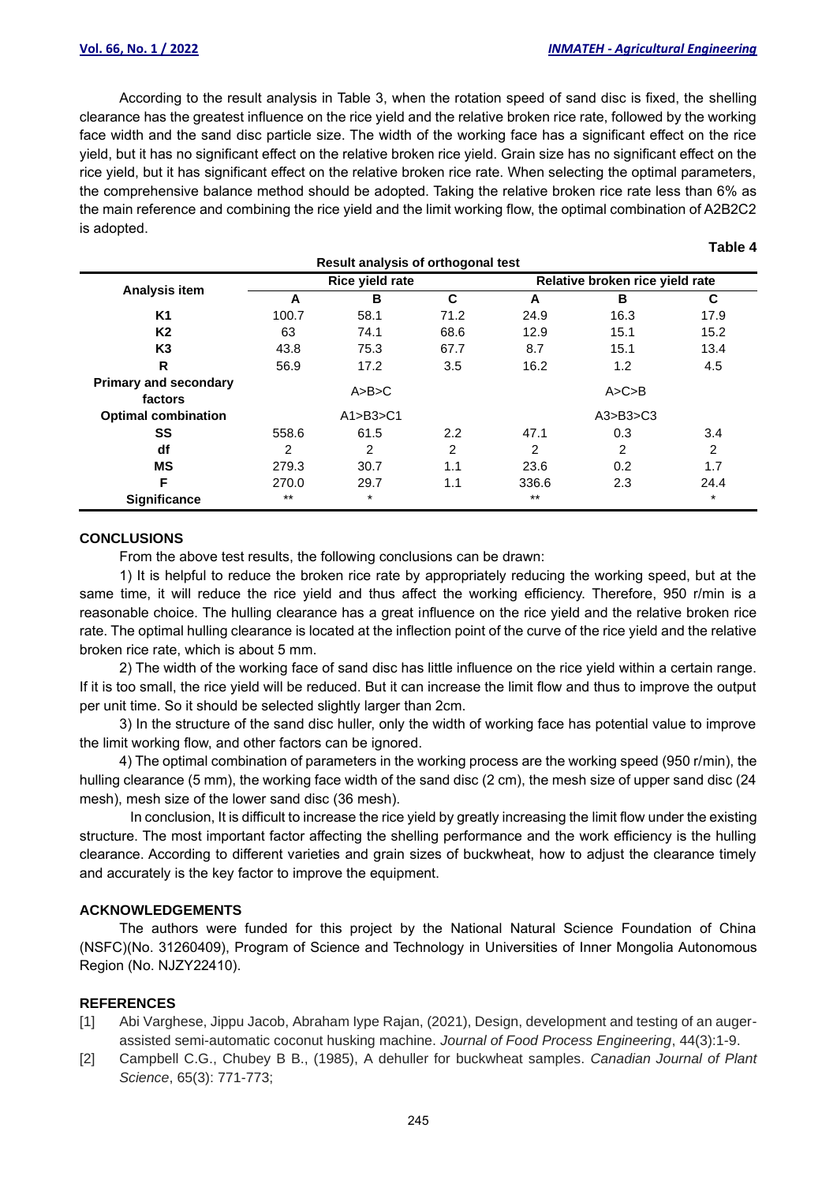According to the result analysis in Table 3, when the rotation speed of sand disc is fixed, the shelling clearance has the greatest influence on the rice yield and the relative broken rice rate, followed by the working face width and the sand disc particle size. The width of the working face has a significant effect on the rice yield, but it has no significant effect on the relative broken rice yield. Grain size has no significant effect on the rice yield, but it has significant effect on the relative broken rice rate. When selecting the optimal parameters, the comprehensive balance method should be adopted. Taking the relative broken rice rate less than 6% as the main reference and combining the rice yield and the limit working flow, the optimal combination of A2B2C2 is adopted.

**Table 4**

**Result analysis of orthogonal test**

| Analysis item | Rice yield rate | | | Relative broken rice yield rate | | |
|---|---|---|---|---|---|---|
| | A | B | C | A | B | C |
| K1 | 100.7 | 58.1 | 71.2 | 24.9 | 16.3 | 17.9 |
| K2 | 63 | 74.1 | 68.6 | 12.9 | 15.1 | 15.2 |
| K3 | 43.8 | 75.3 | 67.7 | 8.7 | 15.1 | 13.4 |
| R | 56.9 | 17.2 | 3.5 | 16.2 | 1.2 | 4.5 |
| Primary and secondary factors | A>B>C | | | A>C>B | | |
| Optimal combination | A1>B3>C1 | | | A3>B3>C3 | | |
| SS | 558.6 | 61.5 | 2.2 | 47.1 | 0.3 | 3.4 |
| df | 2 | 2 | 2 | 2 | 2 | 2 |
| MS | 279.3 | 30.7 | 1.1 | 23.6 | 0.2 | 1.7 |
| F | 270.0 | 29.7 | 1.1 | 336.6 | 2.3 | 24.4 |
| Significance | ** | * | | ** | | * |

## CONCLUSIONS

From the above test results, the following conclusions can be drawn:

1) It is helpful to reduce the broken rice rate by appropriately reducing the working speed, but at the same time, it will reduce the rice yield and thus affect the working efficiency. Therefore, 950 r/min is a reasonable choice. The hulling clearance has a great influence on the rice yield and the relative broken rice rate. The optimal hulling clearance is located at the inflection point of the curve of the rice yield and the relative broken rice rate, which is about 5 mm.

2) The width of the working face of sand disc has little influence on the rice yield within a certain range. If it is too small, the rice yield will be reduced. But it can increase the limit flow and thus to improve the output per unit time. So it should be selected slightly larger than 2cm.

3) In the structure of the sand disc huller, only the width of working face has potential value to improve the limit working flow, and other factors can be ignored.

4) The optimal combination of parameters in the working process are the working speed (950 r/min), the hulling clearance (5 mm), the working face width of the sand disc (2 cm), the mesh size of upper sand disc (24 mesh), mesh size of the lower sand disc (36 mesh).

In conclusion, It is difficult to increase the rice yield by greatly increasing the limit flow under the existing structure. The most important factor affecting the shelling performance and the work efficiency is the hulling clearance. According to different varieties and grain sizes of buckwheat, how to adjust the clearance timely and accurately is the key factor to improve the equipment.

## ACKNOWLEDGEMENTS

The authors were funded for this project by the National Natural Science Foundation of China (NSFC)(No. 31260409), Program of Science and Technology in Universities of Inner Mongolia Autonomous Region (No. NJZY22410).

## REFERENCES

[1] Abi Varghese, Jippu Jacob, Abraham Iype Rajan, (2021), Design, development and testing of an auger-assisted semi-automatic coconut husking machine. *Journal of Food Process Engineering*, 44(3):1-9.

[2] Campbell C.G., Chubey B B., (1985), A dehuller for buckwheat samples. *Canadian Journal of Plant Science*, 65(3): 771-773;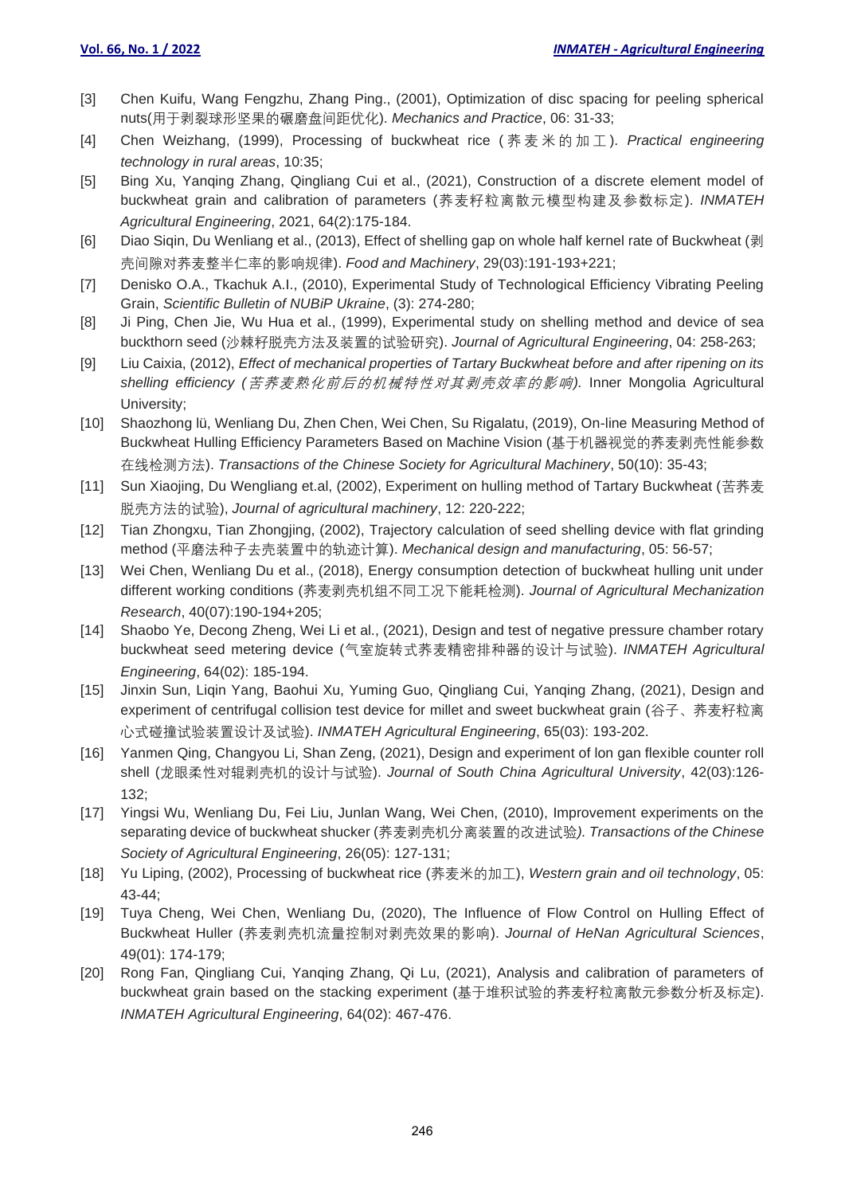[3] Chen Kuifu, Wang Fengzhu, Zhang Ping., (2001), Optimization of disc spacing for peeling spherical nuts(用于剥裂球形坚果的碾磨盘间距优化). *Mechanics and Practice*, 06: 31-33;

[4] Chen Weizhang, (1999), Processing of buckwheat rice (荞麦米的加工). *Practical engineering technology in rural areas*, 10:35;

[5] Bing Xu, Yanqing Zhang, Qingliang Cui et al., (2021), Construction of a discrete element model of buckwheat grain and calibration of parameters (荞麦籽粒离散元模型构建及参数标定). *INMATEH Agricultural Engineering*, 2021, 64(2):175-184.

[6] Diao Siqin, Du Wenliang et al., (2013), Effect of shelling gap on whole half kernel rate of Buckwheat (剥壳间隙对荞麦整半仁率的影响规律). *Food and Machinery*, 29(03):191-193+221;

[7] Denisko O.A., Tkachuk A.I., (2010), Experimental Study of Technological Efficiency Vibrating Peeling Grain, *Scientific Bulletin of NUBiP Ukraine*, (3): 274-280;

[8] Ji Ping, Chen Jie, Wu Hua et al., (1999), Experimental study on shelling method and device of sea buckthorn seed (沙棘籽脱壳方法及装置的试验研究). *Journal of Agricultural Engineering*, 04: 258-263;

[9] Liu Caixia, (2012), *Effect of mechanical properties of Tartary Buckwheat before and after ripening on its shelling efficiency (苦荞麦熟化前后的机械特性对其剥壳效率的影响).* Inner Mongolia Agricultural University;

[10] Shaozhong lü, Wenliang Du, Zhen Chen, Wei Chen, Su Rigalatu, (2019), On-line Measuring Method of Buckwheat Hulling Efficiency Parameters Based on Machine Vision (基于机器视觉的荞麦剥壳性能参数在线检测方法). *Transactions of the Chinese Society for Agricultural Machinery*, 50(10): 35-43;

[11] Sun Xiaojing, Du Wengliang et.al, (2002), Experiment on hulling method of Tartary Buckwheat (苦荞麦脱壳方法的试验), *Journal of agricultural machinery*, 12: 220-222;

[12] Tian Zhongxu, Tian Zhongjing, (2002), Trajectory calculation of seed shelling device with flat grinding method (平磨法种子去壳装置中的轨迹计算). *Mechanical design and manufacturing*, 05: 56-57;

[13] Wei Chen, Wenliang Du et al., (2018), Energy consumption detection of buckwheat hulling unit under different working conditions (荞麦剥壳机组不同工况下能耗检测). *Journal of Agricultural Mechanization Research*, 40(07):190-194+205;

[14] Shaobo Ye, Decong Zheng, Wei Li et al., (2021), Design and test of negative pressure chamber rotary buckwheat seed metering device (气室旋转式荞麦精密排种器的设计与试验). *INMATEH Agricultural Engineering*, 64(02): 185-194.

[15] Jinxin Sun, Liqin Yang, Baohui Xu, Yuming Guo, Qingliang Cui, Yanqing Zhang, (2021), Design and experiment of centrifugal collision test device for millet and sweet buckwheat grain (谷子、荞麦籽粒离心式碰撞试验装置设计及试验). *INMATEH Agricultural Engineering*, 65(03): 193-202.

[16] Yanmen Qing, Changyou Li, Shan Zeng, (2021), Design and experiment of lon gan flexible counter roll shell (龙眼柔性对辊剥壳机的设计与试验). *Journal of South China Agricultural University*, 42(03):126-132;

[17] Yingsi Wu, Wenliang Du, Fei Liu, Junlan Wang, Wei Chen, (2010), Improvement experiments on the separating device of buckwheat shucker (荞麦剥壳机分离装置的改进试验*). Transactions of the Chinese Society of Agricultural Engineering*, 26(05): 127-131;

[18] Yu Liping, (2002), Processing of buckwheat rice (荞麦米的加工), *Western grain and oil technology*, 05: 43-44;

[19] Tuya Cheng, Wei Chen, Wenliang Du, (2020), The Influence of Flow Control on Hulling Effect of Buckwheat Huller (荞麦剥壳机流量控制对剥壳效果的影响). *Journal of HeNan Agricultural Sciences*, 49(01): 174-179;

[20] Rong Fan, Qingliang Cui, Yanqing Zhang, Qi Lu, (2021), Analysis and calibration of parameters of buckwheat grain based on the stacking experiment (基于堆积试验的荞麦籽粒离散元参数分析及标定). *INMATEH Agricultural Engineering*, 64(02): 467-476.